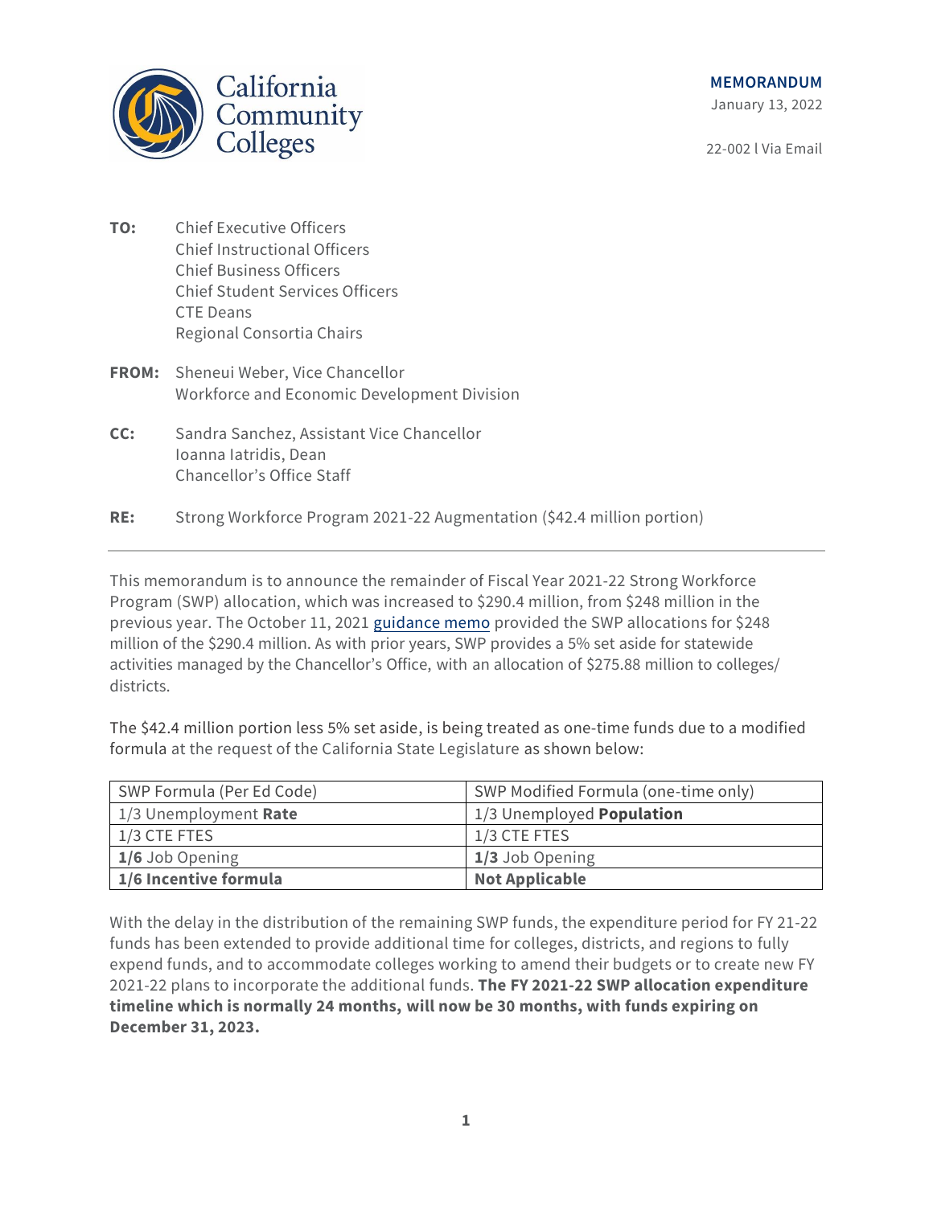California Community Colleges

**MEMORANDUM**

January 13, 2022

22-002 l Via Email

**TO:** Chief Executive Officers
Chief Instructional Officers
Chief Business Officers
Chief Student Services Officers
CTE Deans
Regional Consortia Chairs

**FROM:** Sheneui Weber, Vice Chancellor
Workforce and Economic Development Division

**CC:** Sandra Sanchez, Assistant Vice Chancellor
Ioanna Iatridis, Dean
Chancellor's Office Staff

**RE:** Strong Workforce Program 2021-22 Augmentation ($42.4 million portion)

---

This memorandum is to announce the remainder of Fiscal Year 2021-22 Strong Workforce Program (SWP) allocation, which was increased to $290.4 million, from $248 million in the previous year. The October 11, 2021 guidance memo provided the SWP allocations for $248 million of the $290.4 million. As with prior years, SWP provides a 5% set aside for statewide activities managed by the Chancellor's Office, with an allocation of $275.88 million to colleges/ districts.

The $42.4 million portion less 5% set aside, is being treated as one-time funds due to a modified formula at the request of the California State Legislature as shown below:

| SWP Formula (Per Ed Code) | SWP Modified Formula (one-time only) |
|---|---|
| 1/3 Unemployment **Rate** | 1/3 Unemployed **Population** |
| 1/3 CTE FTES | 1/3 CTE FTES |
| **1/6** Job Opening | **1/3** Job Opening |
| **1/6 Incentive formula** | **Not Applicable** |

With the delay in the distribution of the remaining SWP funds, the expenditure period for FY 21-22 funds has been extended to provide additional time for colleges, districts, and regions to fully expend funds, and to accommodate colleges working to amend their budgets or to create new FY 2021-22 plans to incorporate the additional funds. **The FY 2021-22 SWP allocation expenditure timeline which is normally 24 months, will now be 30 months, with funds expiring on December 31, 2023.**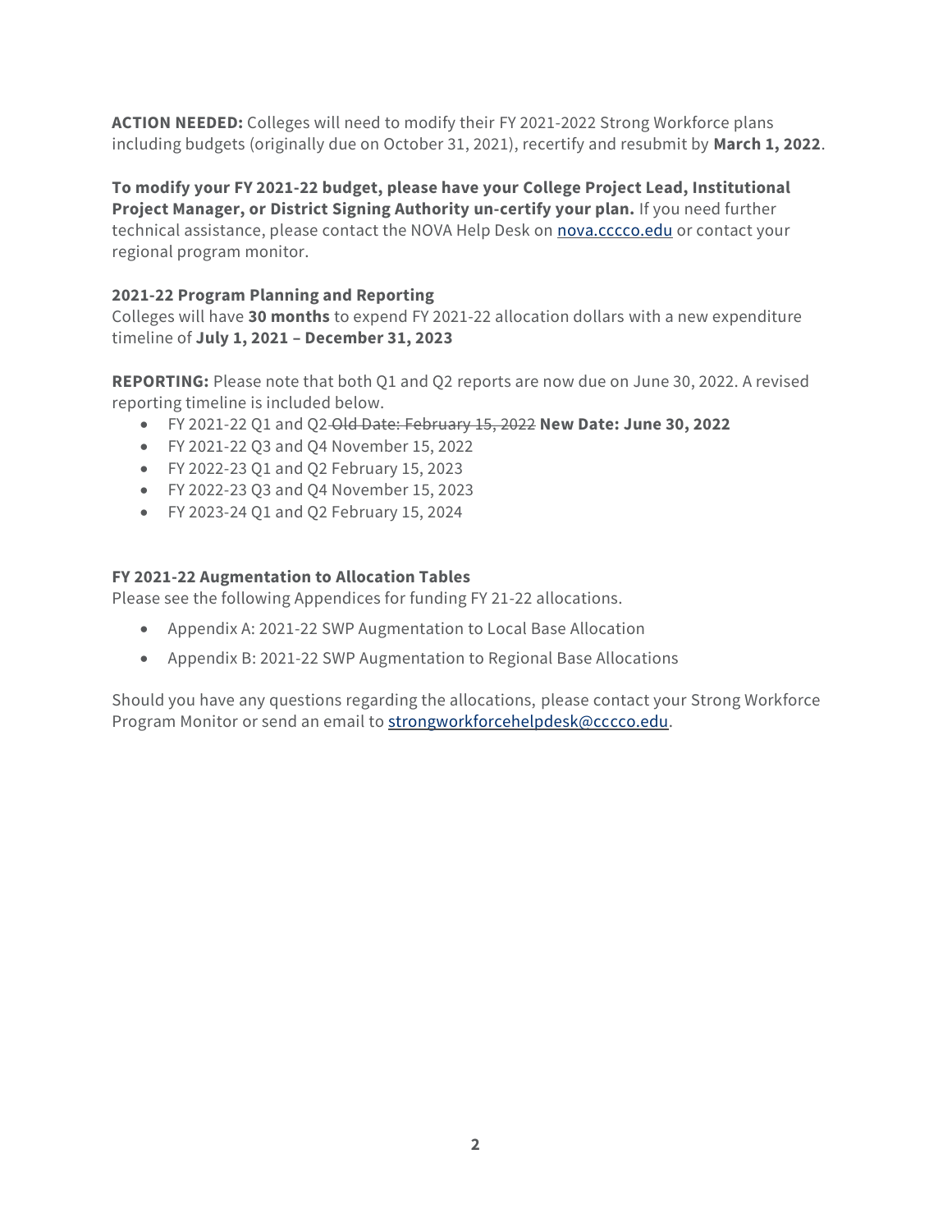**ACTION NEEDED:** Colleges will need to modify their FY 2021-2022 Strong Workforce plans including budgets (originally due on October 31, 2021), recertify and resubmit by **March 1, 2022**.

**To modify your FY 2021-22 budget, please have your College Project Lead, Institutional Project Manager, or District Signing Authority un-certify your plan.** If you need further technical assistance, please contact the NOVA Help Desk on [nova.cccco.edu](nova.cccco.edu) or contact your regional program monitor.

**2021-22 Program Planning and Reporting**

Colleges will have **30 months** to expend FY 2021-22 allocation dollars with a new expenditure timeline of **July 1, 2021 – December 31, 2023**

**REPORTING:** Please note that both Q1 and Q2 reports are now due on June 30, 2022. A revised reporting timeline is included below.

- FY 2021-22 Q1 and Q2 ~~Old Date: February 15, 2022~~ **New Date: June 30, 2022**
- FY 2021-22 Q3 and Q4 November 15, 2022
- FY 2022-23 Q1 and Q2 February 15, 2023
- FY 2022-23 Q3 and Q4 November 15, 2023
- FY 2023-24 Q1 and Q2 February 15, 2024

**FY 2021-22 Augmentation to Allocation Tables**

Please see the following Appendices for funding FY 21-22 allocations.

- Appendix A: 2021-22 SWP Augmentation to Local Base Allocation
- Appendix B: 2021-22 SWP Augmentation to Regional Base Allocations

Should you have any questions regarding the allocations, please contact your Strong Workforce Program Monitor or send an email to [strongworkforcehelpdesk@cccco.edu](mailto:strongworkforcehelpdesk@cccco.edu).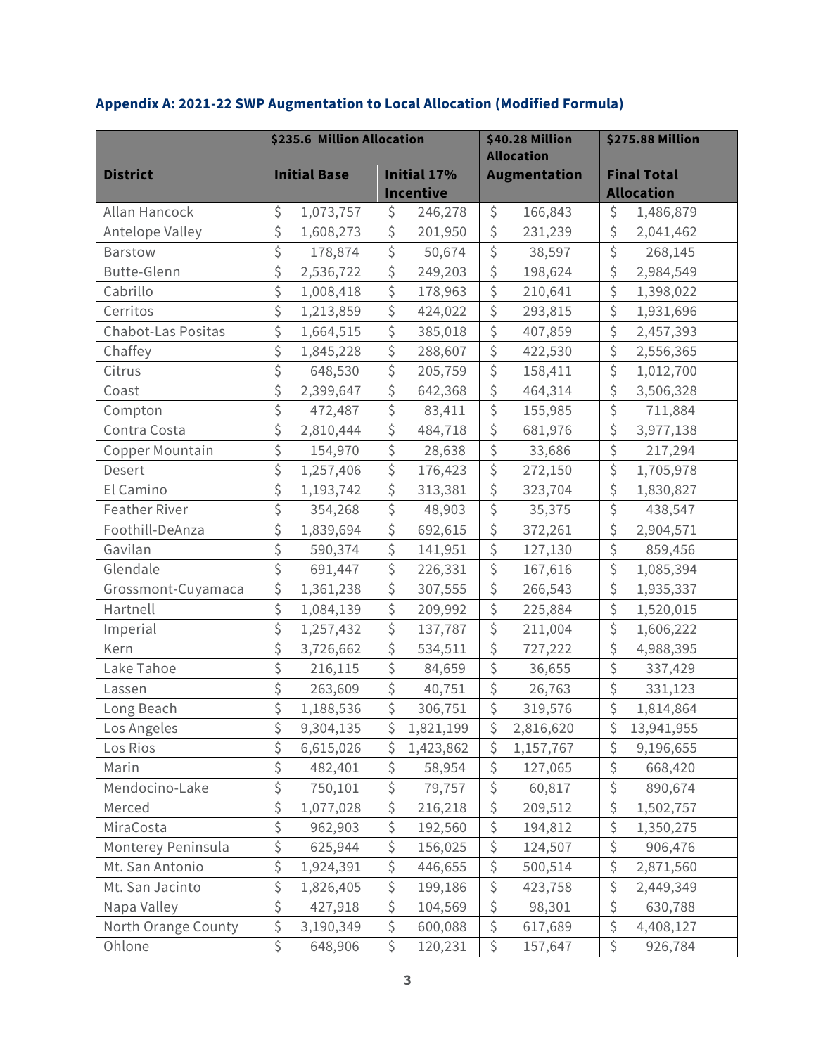### Appendix A: 2021-22 SWP Augmentation to Local Allocation (Modified Formula)

| | $235.6 Million Allocation | | $40.28 Million Allocation | $275.88 Million |
|---|---|---|---|---|
| **District** | **Initial Base** | **Initial 17% Incentive** | **Augmentation** | **Final Total Allocation** |
| Allan Hancock | $ 1,073,757 | $ 246,278 | $ 166,843 | $ 1,486,879 |
| Antelope Valley | $ 1,608,273 | $ 201,950 | $ 231,239 | $ 2,041,462 |
| Barstow | $ 178,874 | $ 50,674 | $ 38,597 | $ 268,145 |
| Butte-Glenn | $ 2,536,722 | $ 249,203 | $ 198,624 | $ 2,984,549 |
| Cabrillo | $ 1,008,418 | $ 178,963 | $ 210,641 | $ 1,398,022 |
| Cerritos | $ 1,213,859 | $ 424,022 | $ 293,815 | $ 1,931,696 |
| Chabot-Las Positas | $ 1,664,515 | $ 385,018 | $ 407,859 | $ 2,457,393 |
| Chaffey | $ 1,845,228 | $ 288,607 | $ 422,530 | $ 2,556,365 |
| Citrus | $ 648,530 | $ 205,759 | $ 158,411 | $ 1,012,700 |
| Coast | $ 2,399,647 | $ 642,368 | $ 464,314 | $ 3,506,328 |
| Compton | $ 472,487 | $ 83,411 | $ 155,985 | $ 711,884 |
| Contra Costa | $ 2,810,444 | $ 484,718 | $ 681,976 | $ 3,977,138 |
| Copper Mountain | $ 154,970 | $ 28,638 | $ 33,686 | $ 217,294 |
| Desert | $ 1,257,406 | $ 176,423 | $ 272,150 | $ 1,705,978 |
| El Camino | $ 1,193,742 | $ 313,381 | $ 323,704 | $ 1,830,827 |
| Feather River | $ 354,268 | $ 48,903 | $ 35,375 | $ 438,547 |
| Foothill-DeAnza | $ 1,839,694 | $ 692,615 | $ 372,261 | $ 2,904,571 |
| Gavilan | $ 590,374 | $ 141,951 | $ 127,130 | $ 859,456 |
| Glendale | $ 691,447 | $ 226,331 | $ 167,616 | $ 1,085,394 |
| Grossmont-Cuyamaca | $ 1,361,238 | $ 307,555 | $ 266,543 | $ 1,935,337 |
| Hartnell | $ 1,084,139 | $ 209,992 | $ 225,884 | $ 1,520,015 |
| Imperial | $ 1,257,432 | $ 137,787 | $ 211,004 | $ 1,606,222 |
| Kern | $ 3,726,662 | $ 534,511 | $ 727,222 | $ 4,988,395 |
| Lake Tahoe | $ 216,115 | $ 84,659 | $ 36,655 | $ 337,429 |
| Lassen | $ 263,609 | $ 40,751 | $ 26,763 | $ 331,123 |
| Long Beach | $ 1,188,536 | $ 306,751 | $ 319,576 | $ 1,814,864 |
| Los Angeles | $ 9,304,135 | $ 1,821,199 | $ 2,816,620 | $ 13,941,955 |
| Los Rios | $ 6,615,026 | $ 1,423,862 | $ 1,157,767 | $ 9,196,655 |
| Marin | $ 482,401 | $ 58,954 | $ 127,065 | $ 668,420 |
| Mendocino-Lake | $ 750,101 | $ 79,757 | $ 60,817 | $ 890,674 |
| Merced | $ 1,077,028 | $ 216,218 | $ 209,512 | $ 1,502,757 |
| MiraCosta | $ 962,903 | $ 192,560 | $ 194,812 | $ 1,350,275 |
| Monterey Peninsula | $ 625,944 | $ 156,025 | $ 124,507 | $ 906,476 |
| Mt. San Antonio | $ 1,924,391 | $ 446,655 | $ 500,514 | $ 2,871,560 |
| Mt. San Jacinto | $ 1,826,405 | $ 199,186 | $ 423,758 | $ 2,449,349 |
| Napa Valley | $ 427,918 | $ 104,569 | $ 98,301 | $ 630,788 |
| North Orange County | $ 3,190,349 | $ 600,088 | $ 617,689 | $ 4,408,127 |
| Ohlone | $ 648,906 | $ 120,231 | $ 157,647 | $ 926,784 |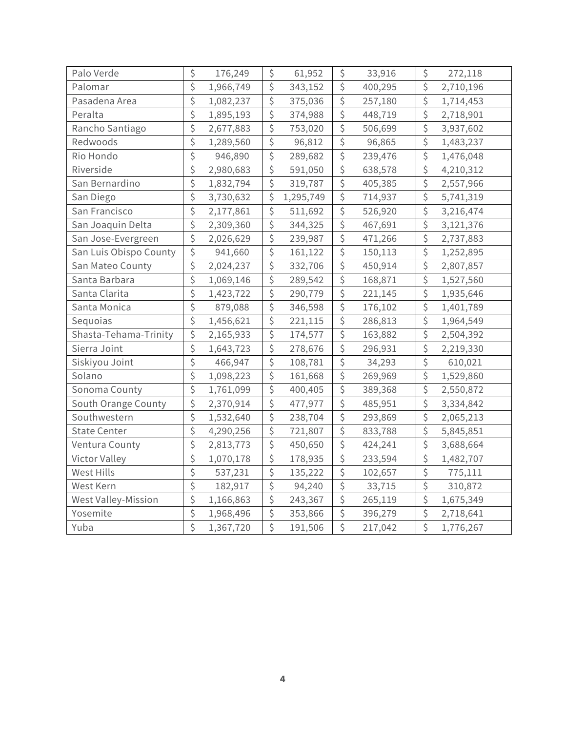| | | | | |
|---|---|---|---|---|
| Palo Verde | $ 176,249 | $ 61,952 | $ 33,916 | $ 272,118 |
| Palomar | $ 1,966,749 | $ 343,152 | $ 400,295 | $ 2,710,196 |
| Pasadena Area | $ 1,082,237 | $ 375,036 | $ 257,180 | $ 1,714,453 |
| Peralta | $ 1,895,193 | $ 374,988 | $ 448,719 | $ 2,718,901 |
| Rancho Santiago | $ 2,677,883 | $ 753,020 | $ 506,699 | $ 3,937,602 |
| Redwoods | $ 1,289,560 | $ 96,812 | $ 96,865 | $ 1,483,237 |
| Rio Hondo | $ 946,890 | $ 289,682 | $ 239,476 | $ 1,476,048 |
| Riverside | $ 2,980,683 | $ 591,050 | $ 638,578 | $ 4,210,312 |
| San Bernardino | $ 1,832,794 | $ 319,787 | $ 405,385 | $ 2,557,966 |
| San Diego | $ 3,730,632 | $ 1,295,749 | $ 714,937 | $ 5,741,319 |
| San Francisco | $ 2,177,861 | $ 511,692 | $ 526,920 | $ 3,216,474 |
| San Joaquin Delta | $ 2,309,360 | $ 344,325 | $ 467,691 | $ 3,121,376 |
| San Jose-Evergreen | $ 2,026,629 | $ 239,987 | $ 471,266 | $ 2,737,883 |
| San Luis Obispo County | $ 941,660 | $ 161,122 | $ 150,113 | $ 1,252,895 |
| San Mateo County | $ 2,024,237 | $ 332,706 | $ 450,914 | $ 2,807,857 |
| Santa Barbara | $ 1,069,146 | $ 289,542 | $ 168,871 | $ 1,527,560 |
| Santa Clarita | $ 1,423,722 | $ 290,779 | $ 221,145 | $ 1,935,646 |
| Santa Monica | $ 879,088 | $ 346,598 | $ 176,102 | $ 1,401,789 |
| Sequoias | $ 1,456,621 | $ 221,115 | $ 286,813 | $ 1,964,549 |
| Shasta-Tehama-Trinity | $ 2,165,933 | $ 174,577 | $ 163,882 | $ 2,504,392 |
| Sierra Joint | $ 1,643,723 | $ 278,676 | $ 296,931 | $ 2,219,330 |
| Siskiyou Joint | $ 466,947 | $ 108,781 | $ 34,293 | $ 610,021 |
| Solano | $ 1,098,223 | $ 161,668 | $ 269,969 | $ 1,529,860 |
| Sonoma County | $ 1,761,099 | $ 400,405 | $ 389,368 | $ 2,550,872 |
| South Orange County | $ 2,370,914 | $ 477,977 | $ 485,951 | $ 3,334,842 |
| Southwestern | $ 1,532,640 | $ 238,704 | $ 293,869 | $ 2,065,213 |
| State Center | $ 4,290,256 | $ 721,807 | $ 833,788 | $ 5,845,851 |
| Ventura County | $ 2,813,773 | $ 450,650 | $ 424,241 | $ 3,688,664 |
| Victor Valley | $ 1,070,178 | $ 178,935 | $ 233,594 | $ 1,482,707 |
| West Hills | $ 537,231 | $ 135,222 | $ 102,657 | $ 775,111 |
| West Kern | $ 182,917 | $ 94,240 | $ 33,715 | $ 310,872 |
| West Valley-Mission | $ 1,166,863 | $ 243,367 | $ 265,119 | $ 1,675,349 |
| Yosemite | $ 1,968,496 | $ 353,866 | $ 396,279 | $ 2,718,641 |
| Yuba | $ 1,367,720 | $ 191,506 | $ 217,042 | $ 1,776,267 |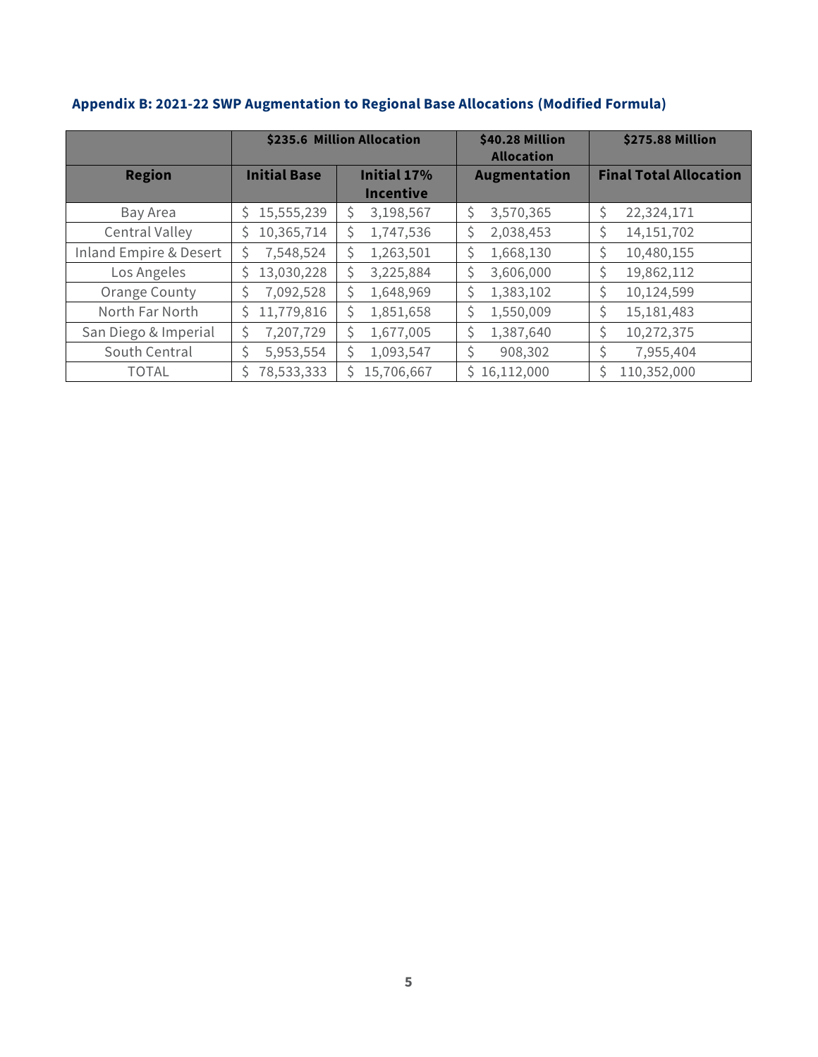## Appendix B: 2021-22 SWP Augmentation to Regional Base Allocations (Modified Formula)

| | $235.6 Million Allocation | | $40.28 Million Allocation | $275.88 Million |
|---|---|---|---|---|
| **Region** | **Initial Base** | **Initial 17% Incentive** | **Augmentation** | **Final Total Allocation** |
| Bay Area | $ 15,555,239 | $ 3,198,567 | $ 3,570,365 | $ 22,324,171 |
| Central Valley | $ 10,365,714 | $ 1,747,536 | $ 2,038,453 | $ 14,151,702 |
| Inland Empire & Desert | $ 7,548,524 | $ 1,263,501 | $ 1,668,130 | $ 10,480,155 |
| Los Angeles | $ 13,030,228 | $ 3,225,884 | $ 3,606,000 | $ 19,862,112 |
| Orange County | $ 7,092,528 | $ 1,648,969 | $ 1,383,102 | $ 10,124,599 |
| North Far North | $ 11,779,816 | $ 1,851,658 | $ 1,550,009 | $ 15,181,483 |
| San Diego & Imperial | $ 7,207,729 | $ 1,677,005 | $ 1,387,640 | $ 10,272,375 |
| South Central | $ 5,953,554 | $ 1,093,547 | $ 908,302 | $ 7,955,404 |
| TOTAL | $ 78,533,333 | $ 15,706,667 | $ 16,112,000 | $ 110,352,000 |